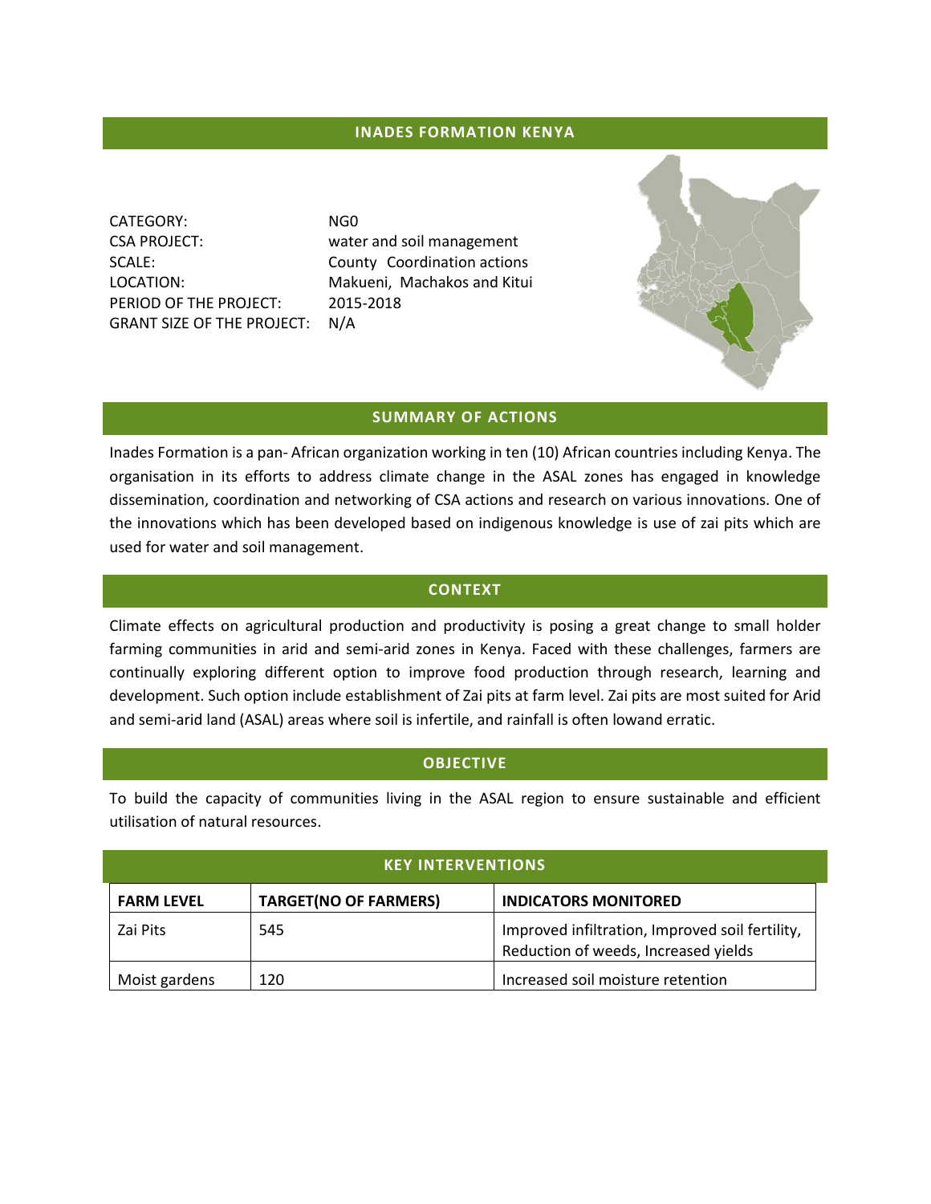# INADES FORMATION KENYA

CATEGORY: NG0
CSA PROJECT: water and soil management
SCALE: County Coordination actions
LOCATION: Makueni, Machakos and Kitui
PERIOD OF THE PROJECT: 2015-2018
GRANT SIZE OF THE PROJECT: N/A

## SUMMARY OF ACTIONS

Inades Formation is a pan- African organization working in ten (10) African countries including Kenya. The organisation in its efforts to address climate change in the ASAL zones has engaged in knowledge dissemination, coordination and networking of CSA actions and research on various innovations. One of the innovations which has been developed based on indigenous knowledge is use of zai pits which are used for water and soil management.

## CONTEXT

Climate effects on agricultural production and productivity is posing a great change to small holder farming communities in arid and semi-arid zones in Kenya. Faced with these challenges, farmers are continually exploring different option to improve food production through research, learning and development. Such option include establishment of Zai pits at farm level. Zai pits are most suited for Arid and semi-arid land (ASAL) areas where soil is infertile, and rainfall is often lowand erratic.

## OBJECTIVE

To build the capacity of communities living in the ASAL region to ensure sustainable and efficient utilisation of natural resources.

## KEY INTERVENTIONS

| FARM LEVEL | TARGET(NO OF FARMERS) | INDICATORS MONITORED |
|---|---|---|
| Zai Pits | 545 | Improved infiltration, Improved soil fertility, Reduction of weeds, Increased yields |
| Moist gardens | 120 | Increased soil moisture retention |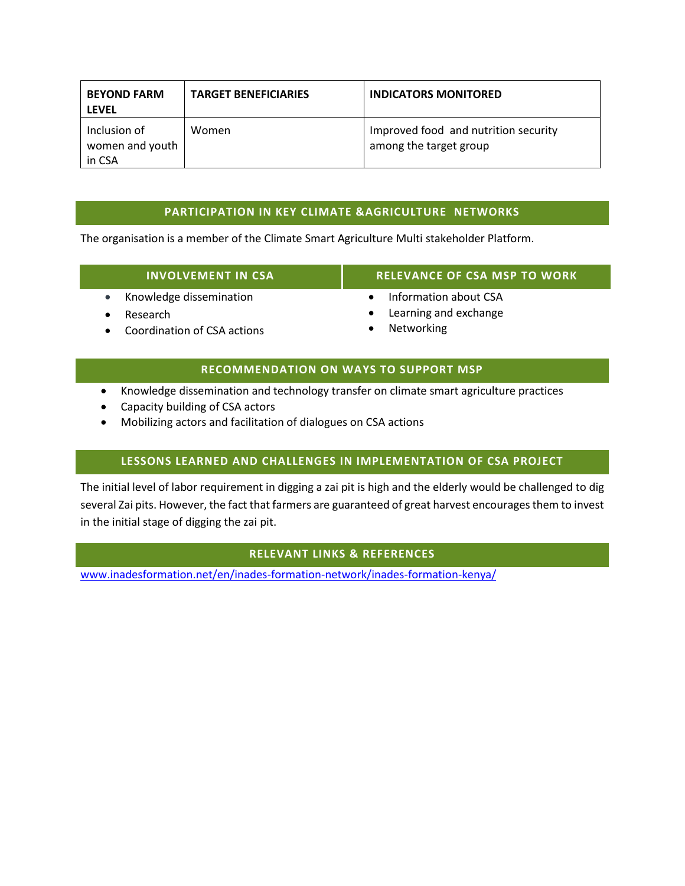| BEYOND FARM LEVEL | TARGET BENEFICIARIES | INDICATORS MONITORED |
|---|---|---|
| Inclusion of women and youth in CSA | Women | Improved food and nutrition security among the target group |

## PARTICIPATION IN KEY CLIMATE &AGRICULTURE NETWORKS

The organisation is a member of the Climate Smart Agriculture Multi stakeholder Platform.

## INVOLVEMENT IN CSA

- Knowledge dissemination
- Research
- Coordination of CSA actions

## RELEVANCE OF CSA MSP TO WORK

- Information about CSA
- Learning and exchange
- Networking

## RECOMMENDATION ON WAYS TO SUPPORT MSP

- Knowledge dissemination and technology transfer on climate smart agriculture practices
- Capacity building of CSA actors
- Mobilizing actors and facilitation of dialogues on CSA actions

## LESSONS LEARNED AND CHALLENGES IN IMPLEMENTATION OF CSA PROJECT

The initial level of labor requirement in digging a zai pit is high and the elderly would be challenged to dig several Zai pits. However, the fact that farmers are guaranteed of great harvest encourages them to invest in the initial stage of digging the zai pit.

## RELEVANT LINKS & REFERENCES

www.inadesformation.net/en/inades-formation-network/inades-formation-kenya/